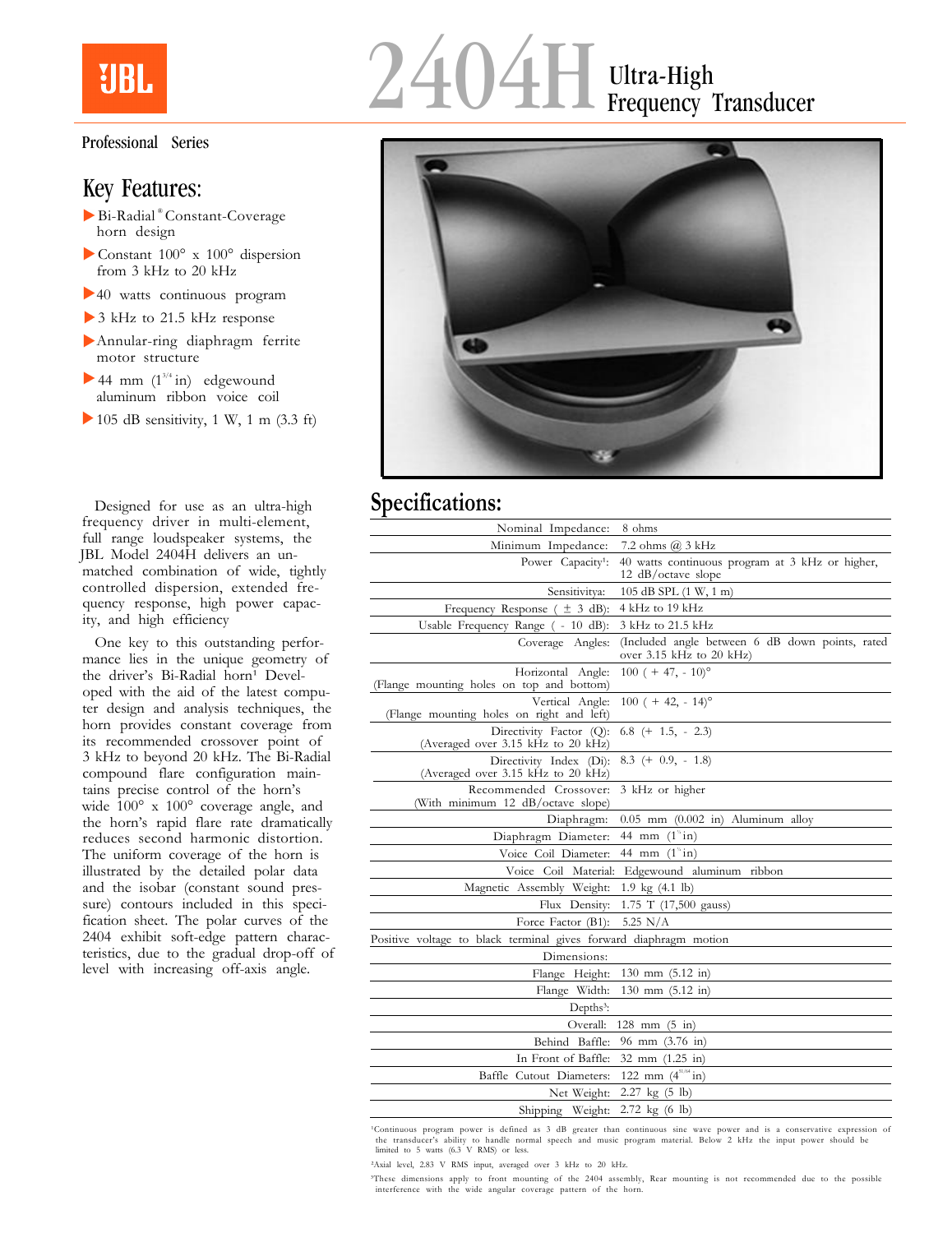# JBL 2404H Ultra-High Frequency Transducer

Professional Series

## Key Features:

- Bi-Radial® Constant-Coverage horn design
- Constant 100° x 100° dispersion from 3 kHz to 20 kHz
- 40 watts continuous program
- 3 kHz to 21.5 kHz response
- Annular-ring diaphragm ferrite motor structure
- 44 mm (1¾ in) edgewound aluminum ribbon voice coil
- 105 dB sensitivity, 1 W, 1 m (3.3 ft)

Designed for use as an ultra-high frequency driver in multi-element, full range loudspeaker systems, the JBL Model 2404H delivers an unmatched combination of wide, tightly controlled dispersion, extended frequency response, high power capacity, and high efficiency.

One key to this outstanding performance lies in the unique geometry of the driver's Bi-Radial horn[1]. Developed with the aid of the latest computer design and analysis techniques, the horn provides constant coverage from its recommended crossover point of 3 kHz to beyond 20 kHz. The Bi-Radial compound flare configuration maintains precise control of the horn's wide 100° x 100° coverage angle, and the horn's rapid flare rate dramatically reduces second harmonic distortion. The uniform coverage of the horn is illustrated by the detailed polar data and the isobar (constant sound pressure) contours included in this specification sheet. The polar curves of the 2404 exhibit soft-edge pattern characteristics, due to the gradual drop-off of level with increasing off-axis angle.

## Specifications:

| | |
|---|---|
| Nominal Impedance: | 8 ohms |
| Minimum Impedance: | 7.2 ohms @ 3 kHz |
| Power Capacity[1]: | 40 watts continuous program at 3 kHz or higher, 12 dB/octave slope |
| Sensitivitya: | 105 dB SPL (1 W, 1 m) |
| Frequency Response (± 3 dB): | 4 kHz to 19 kHz |
| Usable Frequency Range (- 10 dB): | 3 kHz to 21.5 kHz |
| Coverage Angles: | (Included angle between 6 dB down points, rated over 3.15 kHz to 20 kHz) |
| Horizontal Angle: (Flange mounting holes on top and bottom) | 100 (+ 47, - 10)° |
| Vertical Angle: (Flange mounting holes on right and left) | 100 (+ 42, - 14)° |
| Directivity Factor (Q): (Averaged over 3.15 kHz to 20 kHz) | 6.8 (+ 1.5, - 2.3) |
| Directivity Index (Di): (Averaged over 3.15 kHz to 20 kHz) | 8.3 (+ 0.9, - 1.8) |
| Recommended Crossover: (With minimum 12 dB/octave slope) | 3 kHz or higher |
| Diaphragm: | 0.05 mm (0.002 in) Aluminum alloy |
| Diaphragm Diameter: | 44 mm (1¾ in) |
| Voice Coil Diameter: | 44 mm (1¾ in) |
| Voice Coil Material: | Edgewound aluminum ribbon |
| Magnetic Assembly Weight: | 1.9 kg (4.1 lb) |
| Flux Density: | 1.75 T (17,500 gauss) |
| Force Factor (Bl): | 5.25 N/A |
| Positive voltage to black terminal gives forward diaphragm motion | |
| Dimensions: | |
| Flange Height: | 130 mm (5.12 in) |
| Flange Width: | 130 mm (5.12 in) |
| Depths[3]: | |
| Overall: | 128 mm (5 in) |
| Behind Baffle: | 96 mm (3.76 in) |
| In Front of Baffle: | 32 mm (1.25 in) |
| Baffle Cutout Diameters: | 122 mm (4 51/64 in) |
| Net Weight: | 2.27 kg (5 lb) |
| Shipping Weight: | 2.72 kg (6 lb) |

[1]Continuous program power is defined as 3 dB greater than continuous sine wave power and is a conservative expression of the transducer's ability to handle normal speech and music program material. Below 2 kHz the input power should be limited to 5 watts (6.3 V RMS) or less.

[2]Axial level, 2.83 V RMS input, averaged over 3 kHz to 20 kHz.

[3]These dimensions apply to front mounting of the 2404 assembly, Rear mounting is not recommended due to the possible interference with the wide angular coverage pattern of the horn.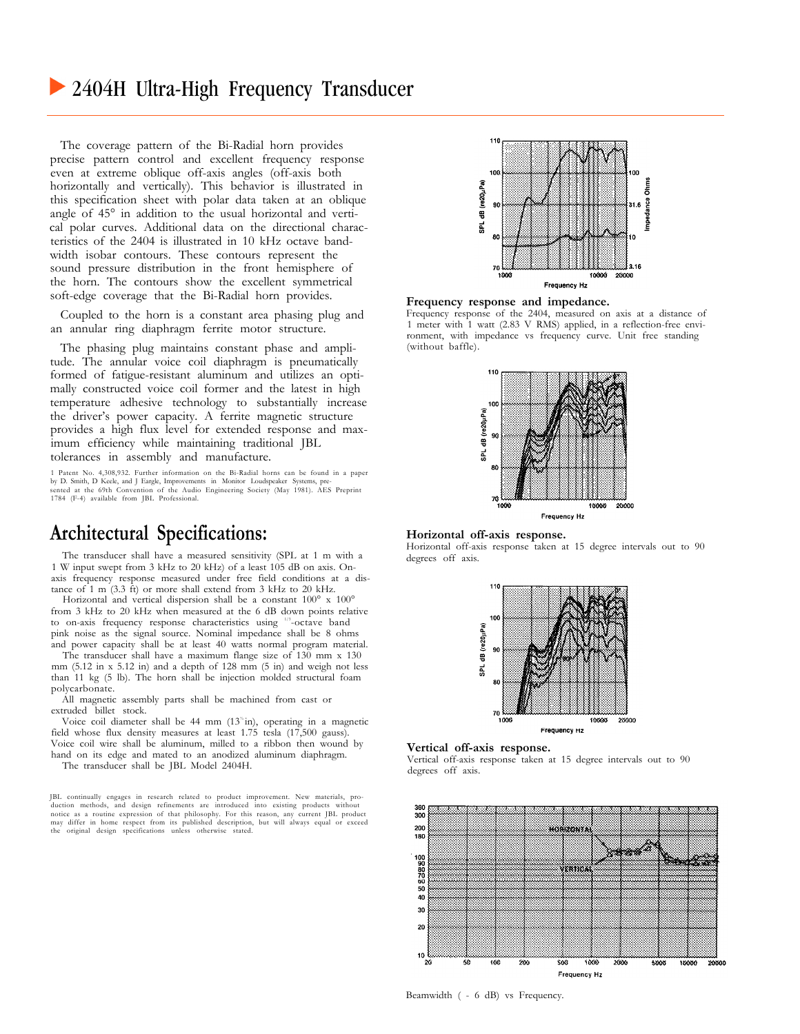# 2404H Ultra-High Frequency Transducer

The coverage pattern of the Bi-Radial horn provides precise pattern control and excellent frequency response even at extreme oblique off-axis angles (off-axis both horizontally and vertically). This behavior is illustrated in this specification sheet with polar data taken at an oblique angle of 45° in addition to the usual horizontal and vertical polar curves. Additional data on the directional characteristics of the 2404 is illustrated in 10 kHz octave bandwidth isobar contours. These contours represent the sound pressure distribution in the front hemisphere of the horn. The contours show the excellent symmetrical soft-edge coverage that the Bi-Radial horn provides.

Coupled to the horn is a constant area phasing plug and an annular ring diaphragm ferrite motor structure.

The phasing plug maintains constant phase and amplitude. The annular voice coil diaphragm is pneumatically formed of fatigue-resistant aluminum and utilizes an optimally constructed voice coil former and the latest in high temperature adhesive technology to substantially increase the driver's power capacity. A ferrite magnetic structure provides a high flux level for extended response and maximum efficiency while maintaining traditional JBL tolerances in assembly and manufacture.

1 Patent No. 4,308,932. Further information on the Bi-Radial horns can be found in a paper by D. Smith, D Keele, and J Eargle, Improvements in Monitor Loudspeaker Systems, presented at the 69th Convention of the Audio Engineering Society (May 1981). AES Preprint 1784 (F-4) available from JBL Professional.

## Architectural Specifications:

The transducer shall have a measured sensitivity (SPL at 1 m with a 1 W input swept from 3 kHz to 20 kHz) of a least 105 dB on axis. On-axis frequency response measured under free field conditions at a distance of 1 m (3.3 ft) or more shall extend from 3 kHz to 20 kHz.

Horizontal and vertical dispersion shall be a constant 100° x 100° from 3 kHz to 20 kHz when measured at the 6 dB down points relative to on-axis frequency response characteristics using 1/3-octave band pink noise as the signal source. Nominal impedance shall be 8 ohms and power capacity shall be at least 40 watts normal program material.

The transducer shall have a maximum flange size of 130 mm x 130 mm (5.12 in x 5.12 in) and a depth of 128 mm (5 in) and weigh not less than 11 kg (5 lb). The horn shall be injection molded structural foam polycarbonate.

All magnetic assembly parts shall be machined from cast or extruded billet stock.

Voice coil diameter shall be 44 mm (1¾ in), operating in a magnetic field whose flux density measures at least 1.75 tesla (17,500 gauss). Voice coil wire shall be aluminum, milled to a ribbon then wound by hand on its edge and mated to an anodized aluminum diaphragm.

The transducer shall be JBL Model 2404H.

JBL continually engages in research related to product improvement. New materials, production methods, and design refinements are introduced into existing products without notice as a routine expression of that philosophy. For this reason, any current JBL product may differ in home respect from its published description, but will always equal or exceed the original design specifications unless otherwise stated.

**Frequency response and impedance.**
Frequency response of the 2404, measured on axis at a distance of 1 meter with 1 watt (2.83 V RMS) applied, in a reflection-free environment, with impedance vs frequency curve. Unit free standing (without baffle).

**Horizontal off-axis response.**
Horizontal off-axis response taken at 15 degree intervals out to 90 degrees off axis.

**Vertical off-axis response.**
Vertical off-axis response taken at 15 degree intervals out to 90 degrees off axis.

Beamwidth ( - 6 dB) vs Frequency.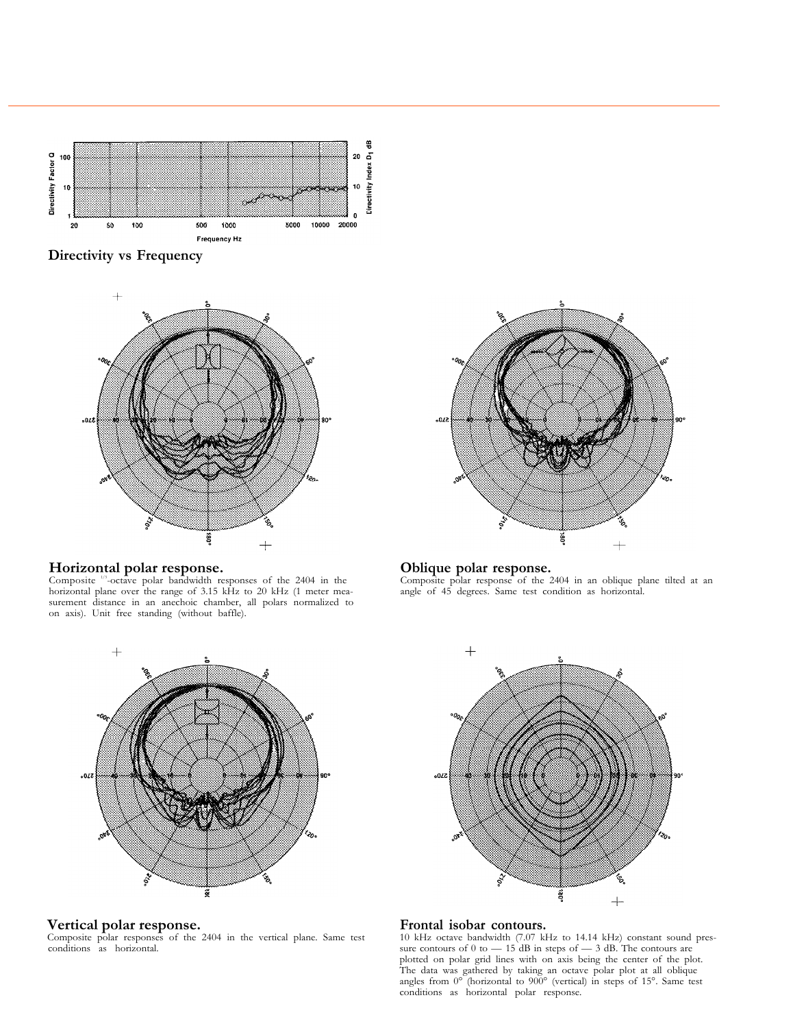**Directivity vs Frequency**

**Horizontal polar response.**
Composite 1/3-octave polar bandwidth responses of the 2404 in the horizontal plane over the range of 3.15 kHz to 20 kHz (1 meter measurement distance in an anechoic chamber, all polars normalized to on axis). Unit free standing (without baffle).

**Oblique polar response.**
Composite polar response of the 2404 in an oblique plane tilted at an angle of 45 degrees. Same test condition as horizontal.

**Vertical polar response.**
Composite polar responses of the 2404 in the vertical plane. Same test conditions as horizontal.

**Frontal isobar contours.**
10 kHz octave bandwidth (7.07 kHz to 14.14 kHz) constant sound pressure contours of 0 to — 15 dB in steps of — 3 dB. The contours are plotted on polar grid lines with on axis being the center of the plot. The data was gathered by taking an octave polar plot at all oblique angles from 0° (horizontal to 900° (vertical) in steps of 15°. Same test conditions as horizontal polar response.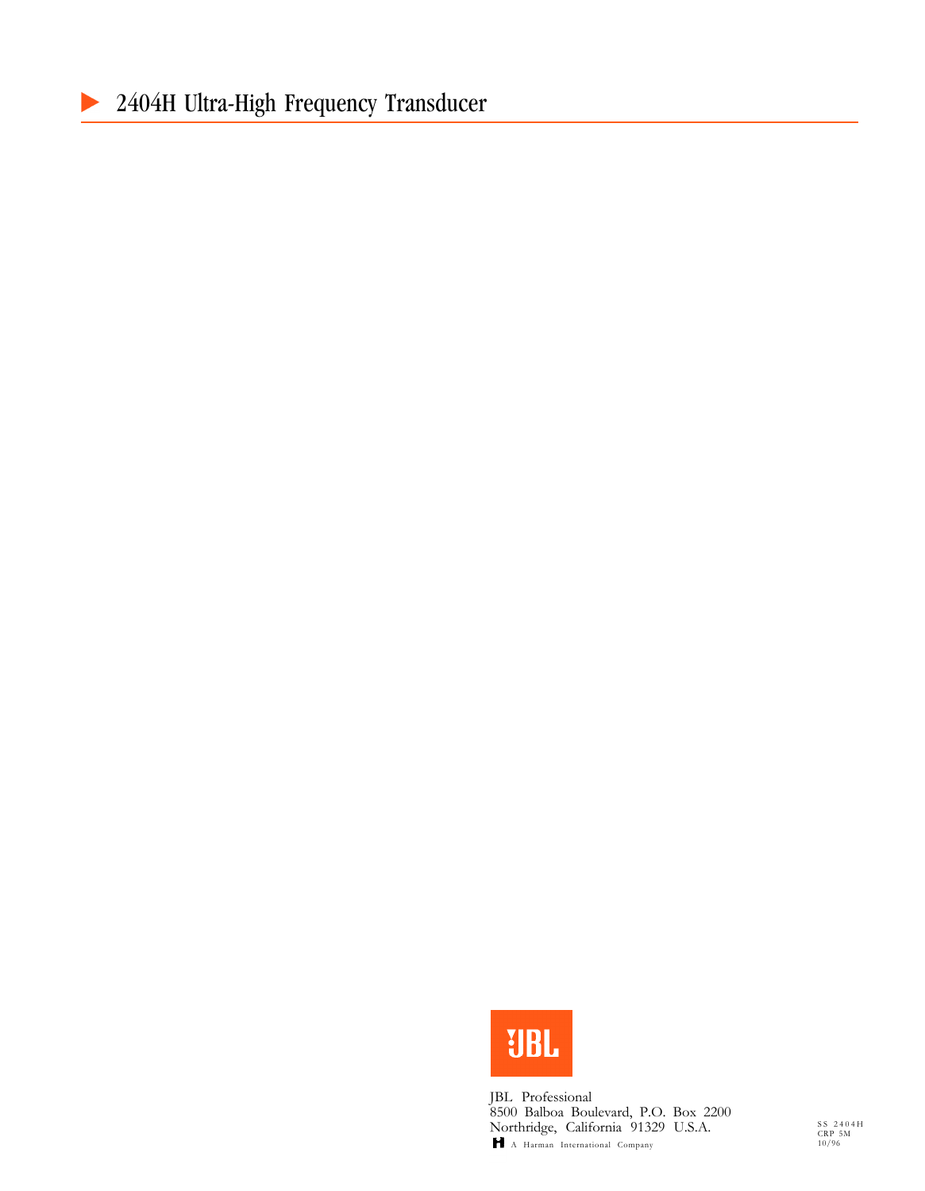# 2404H Ultra-High Frequency Transducer

JBL

JBL Professional
8500 Balboa Boulevard, P.O. Box 2200
Northridge, California 91329 U.S.A.
A Harman International Company

SS 2404H
CRP 5M
10/96